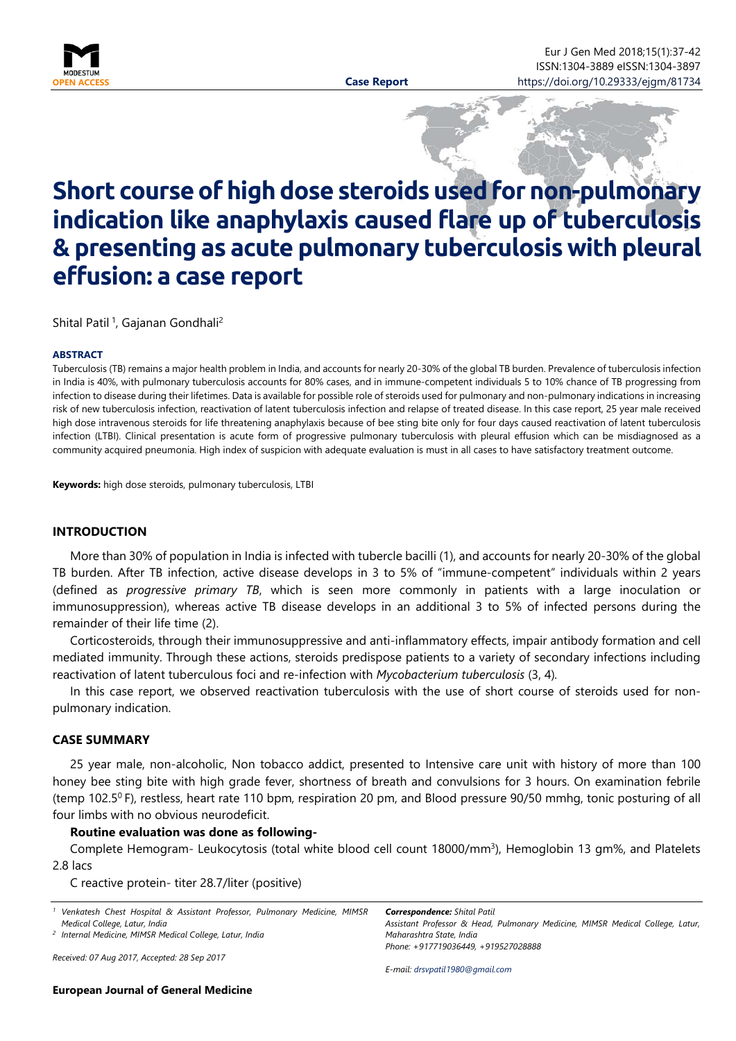# Short course of high dose steroids used for non-pulmonary indication like anaphylaxis caused flare up of tuberculosis & presenting as acute pulmonary tuberculosis with pleural effusion: a case report

Shital Patil [1], Gajanan Gondhali[2]

**ABSTRACT**

Tuberculosis (TB) remains a major health problem in India, and accounts for nearly 20-30% of the global TB burden. Prevalence of tuberculosis infection in India is 40%, with pulmonary tuberculosis accounts for 80% cases, and in immune-competent individuals 5 to 10% chance of TB progressing from infection to disease during their lifetimes. Data is available for possible role of steroids used for pulmonary and non-pulmonary indications in increasing risk of new tuberculosis infection, reactivation of latent tuberculosis infection and relapse of treated disease. In this case report, 25 year male received high dose intravenous steroids for life threatening anaphylaxis because of bee sting bite only for four days caused reactivation of latent tuberculosis infection (LTBI). Clinical presentation is acute form of progressive pulmonary tuberculosis with pleural effusion which can be misdiagnosed as a community acquired pneumonia. High index of suspicion with adequate evaluation is must in all cases to have satisfactory treatment outcome.

**Keywords:** high dose steroids, pulmonary tuberculosis, LTBI

## INTRODUCTION

More than 30% of population in India is infected with tubercle bacilli (1), and accounts for nearly 20-30% of the global TB burden. After TB infection, active disease develops in 3 to 5% of "immune-competent" individuals within 2 years (defined as *progressive primary TB*, which is seen more commonly in patients with a large inoculation or immunosuppression), whereas active TB disease develops in an additional 3 to 5% of infected persons during the remainder of their life time (2).

Corticosteroids, through their immunosuppressive and anti-inflammatory effects, impair antibody formation and cell mediated immunity. Through these actions, steroids predispose patients to a variety of secondary infections including reactivation of latent tuberculous foci and re-infection with *Mycobacterium tuberculosis* (3, 4).

In this case report, we observed reactivation tuberculosis with the use of short course of steroids used for non-pulmonary indication.

## CASE SUMMARY

25 year male, non-alcoholic, Non tobacco addict, presented to Intensive care unit with history of more than 100 honey bee sting bite with high grade fever, shortness of breath and convulsions for 3 hours. On examination febrile (temp 102.5$^0$ F), restless, heart rate 110 bpm, respiration 20 pm, and Blood pressure 90/50 mmhg, tonic posturing of all four limbs with no obvious neurodeficit.

**Routine evaluation was done as following-**

Complete Hemogram- Leukocytosis (total white blood cell count 18000/mm$^3$), Hemoglobin 13 gm%, and Platelets 2.8 lacs

C reactive protein- titer 28.7/liter (positive)

[1] Venkatesh Chest Hospital & Assistant Professor, Pulmonary Medicine, MIMSR Medical College, Latur, India

[2] Internal Medicine, MIMSR Medical College, Latur, India

Received: 07 Aug 2017, Accepted: 28 Sep 2017

***Correspondence:*** *Shital Patil*
*Assistant Professor & Head, Pulmonary Medicine, MIMSR Medical College, Latur, Maharashtra State, India*
*Phone: +917719036449, +919527028888*

*E-mail: drsvpatil1980@gmail.com*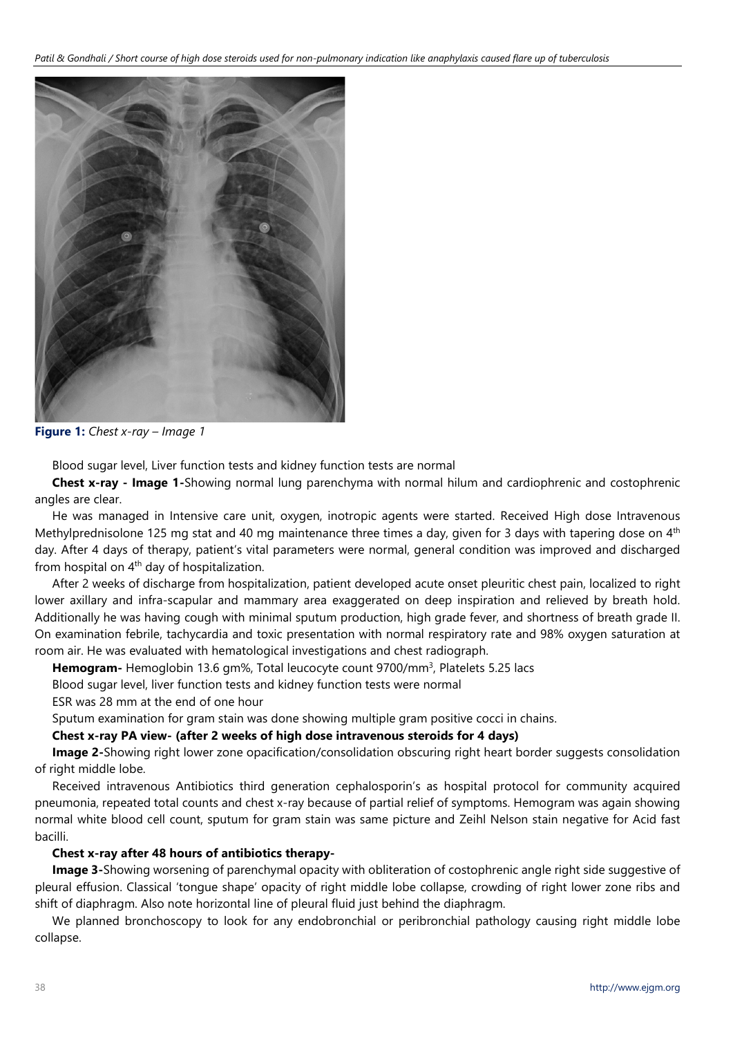**Figure 1:** *Chest x-ray – Image 1*

Blood sugar level, Liver function tests and kidney function tests are normal

**Chest x-ray - Image 1-**Showing normal lung parenchyma with normal hilum and cardiophrenic and costophrenic angles are clear.

He was managed in Intensive care unit, oxygen, inotropic agents were started. Received High dose Intravenous Methylprednisolone 125 mg stat and 40 mg maintenance three times a day, given for 3 days with tapering dose on 4th day. After 4 days of therapy, patient's vital parameters were normal, general condition was improved and discharged from hospital on 4th day of hospitalization.

After 2 weeks of discharge from hospitalization, patient developed acute onset pleuritic chest pain, localized to right lower axillary and infra-scapular and mammary area exaggerated on deep inspiration and relieved by breath hold. Additionally he was having cough with minimal sputum production, high grade fever, and shortness of breath grade II. On examination febrile, tachycardia and toxic presentation with normal respiratory rate and 98% oxygen saturation at room air. He was evaluated with hematological investigations and chest radiograph.

**Hemogram-** Hemoglobin 13.6 gm%, Total leucocyte count 9700/mm$^3$, Platelets 5.25 lacs

Blood sugar level, liver function tests and kidney function tests were normal

ESR was 28 mm at the end of one hour

Sputum examination for gram stain was done showing multiple gram positive cocci in chains.

**Chest x-ray PA view- (after 2 weeks of high dose intravenous steroids for 4 days)**

**Image 2-**Showing right lower zone opacification/consolidation obscuring right heart border suggests consolidation of right middle lobe.

Received intravenous Antibiotics third generation cephalosporin's as hospital protocol for community acquired pneumonia, repeated total counts and chest x-ray because of partial relief of symptoms. Hemogram was again showing normal white blood cell count, sputum for gram stain was same picture and Zeihl Nelson stain negative for Acid fast bacilli.

**Chest x-ray after 48 hours of antibiotics therapy-**

**Image 3-**Showing worsening of parenchymal opacity with obliteration of costophrenic angle right side suggestive of pleural effusion. Classical 'tongue shape' opacity of right middle lobe collapse, crowding of right lower zone ribs and shift of diaphragm. Also note horizontal line of pleural fluid just behind the diaphragm.

We planned bronchoscopy to look for any endobronchial or peribronchial pathology causing right middle lobe collapse.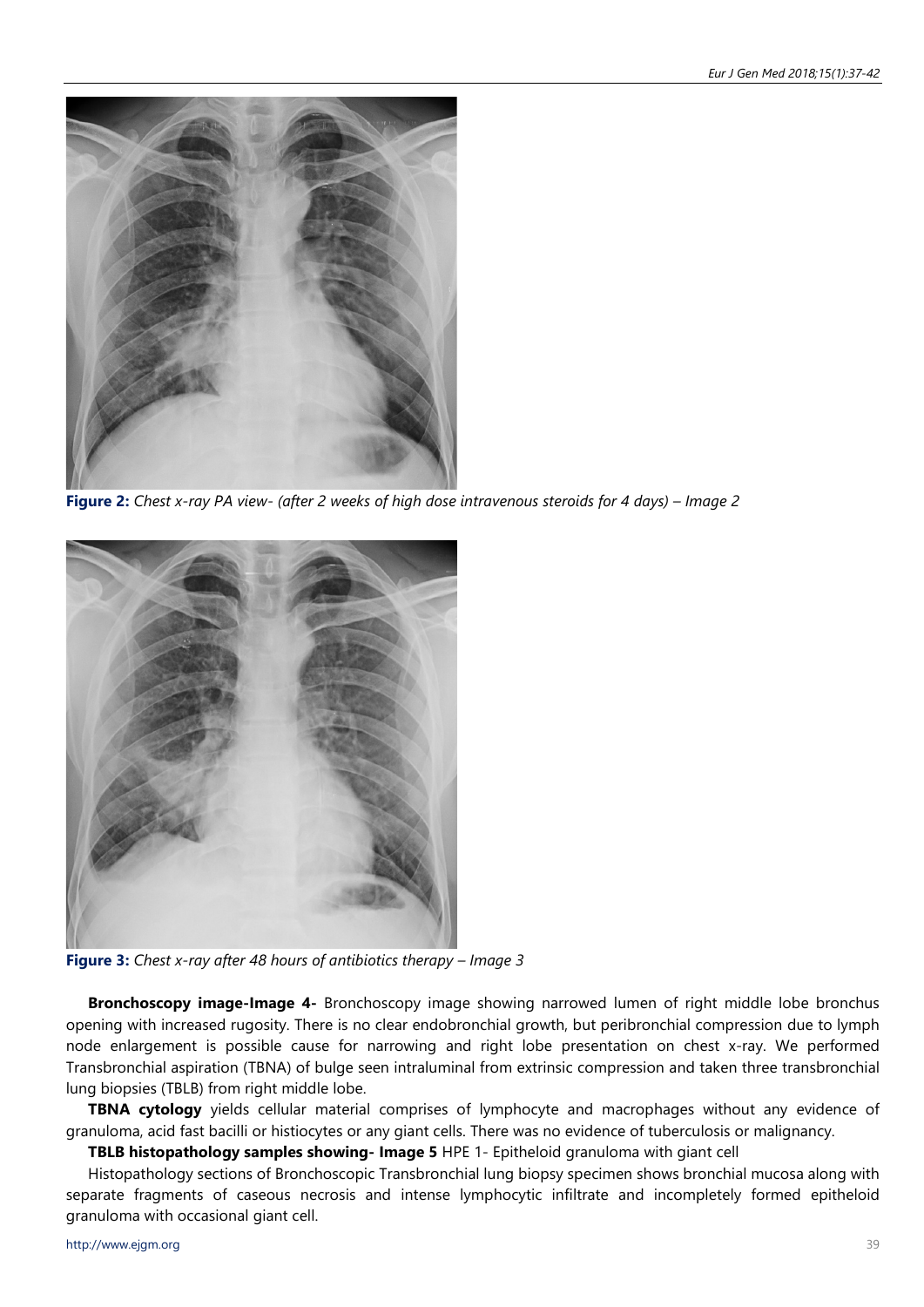**Figure 2:** *Chest x-ray PA view- (after 2 weeks of high dose intravenous steroids for 4 days) – Image 2*

**Figure 3:** *Chest x-ray after 48 hours of antibiotics therapy – Image 3*

**Bronchoscopy image-Image 4-** Bronchoscopy image showing narrowed lumen of right middle lobe bronchus opening with increased rugosity. There is no clear endobronchial growth, but peribronchial compression due to lymph node enlargement is possible cause for narrowing and right lobe presentation on chest x-ray. We performed Transbronchial aspiration (TBNA) of bulge seen intraluminal from extrinsic compression and taken three transbronchial lung biopsies (TBLB) from right middle lobe.

**TBNA cytology** yields cellular material comprises of lymphocyte and macrophages without any evidence of granuloma, acid fast bacilli or histiocytes or any giant cells. There was no evidence of tuberculosis or malignancy.

**TBLB histopathology samples showing- Image 5** HPE 1- Epitheloid granuloma with giant cell

Histopathology sections of Bronchoscopic Transbronchial lung biopsy specimen shows bronchial mucosa along with separate fragments of caseous necrosis and intense lymphocytic infiltrate and incompletely formed epitheloid granuloma with occasional giant cell.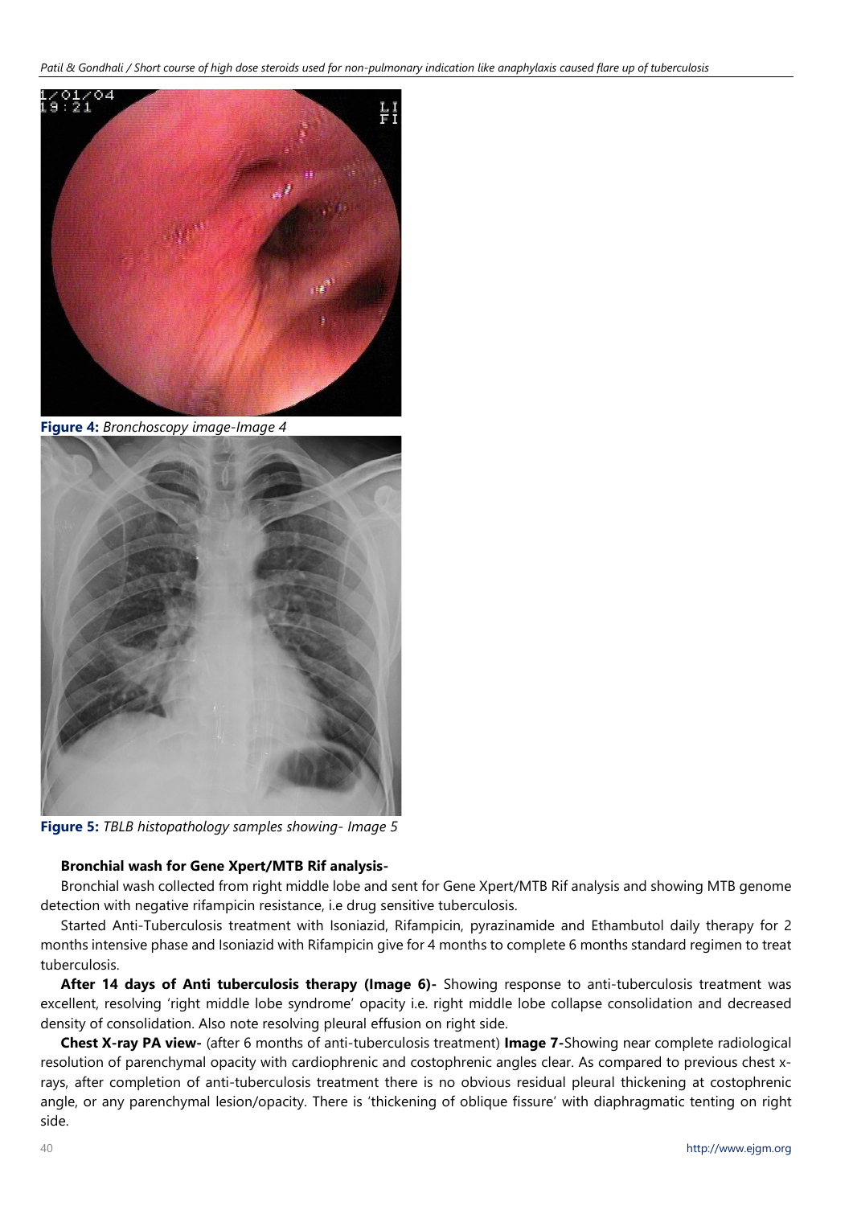Figure 4: *Bronchoscopy image-Image 4*

Figure 5: *TBLB histopathology samples showing- Image 5*

**Bronchial wash for Gene Xpert/MTB Rif analysis-**

Bronchial wash collected from right middle lobe and sent for Gene Xpert/MTB Rif analysis and showing MTB genome detection with negative rifampicin resistance, i.e drug sensitive tuberculosis.

Started Anti-Tuberculosis treatment with Isoniazid, Rifampicin, pyrazinamide and Ethambutol daily therapy for 2 months intensive phase and Isoniazid with Rifampicin give for 4 months to complete 6 months standard regimen to treat tuberculosis.

**After 14 days of Anti tuberculosis therapy (Image 6)-** Showing response to anti-tuberculosis treatment was excellent, resolving 'right middle lobe syndrome' opacity i.e. right middle lobe collapse consolidation and decreased density of consolidation. Also note resolving pleural effusion on right side.

**Chest X-ray PA view-** (after 6 months of anti-tuberculosis treatment) **Image 7-**Showing near complete radiological resolution of parenchymal opacity with cardiophrenic and costophrenic angles clear. As compared to previous chest x-rays, after completion of anti-tuberculosis treatment there is no obvious residual pleural thickening at costophrenic angle, or any parenchymal lesion/opacity. There is 'thickening of oblique fissure' with diaphragmatic tenting on right side.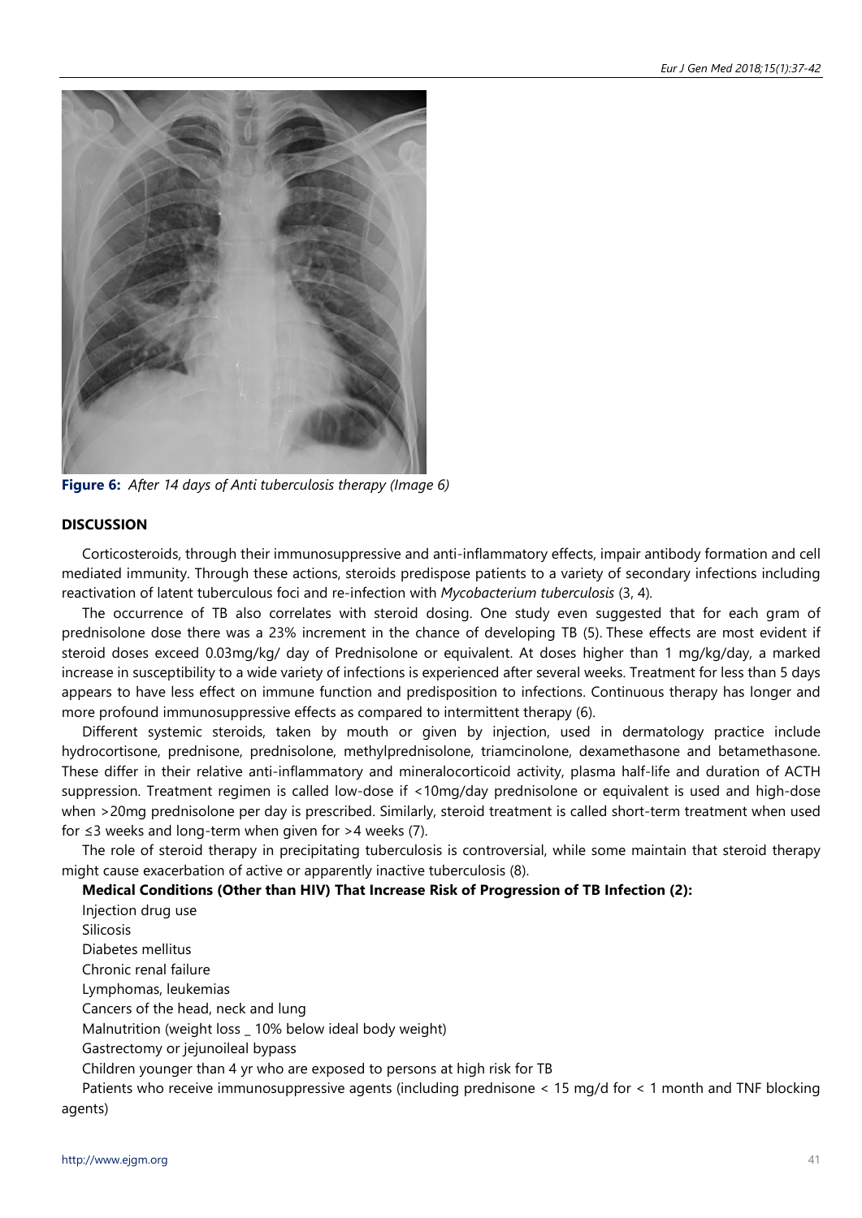**Figure 6:** *After 14 days of Anti tuberculosis therapy (Image 6)*

## DISCUSSION

Corticosteroids, through their immunosuppressive and anti-inflammatory effects, impair antibody formation and cell mediated immunity. Through these actions, steroids predispose patients to a variety of secondary infections including reactivation of latent tuberculous foci and re-infection with *Mycobacterium tuberculosis* (3, 4).

The occurrence of TB also correlates with steroid dosing. One study even suggested that for each gram of prednisolone dose there was a 23% increment in the chance of developing TB (5). These effects are most evident if steroid doses exceed 0.03mg/kg/ day of Prednisolone or equivalent. At doses higher than 1 mg/kg/day, a marked increase in susceptibility to a wide variety of infections is experienced after several weeks. Treatment for less than 5 days appears to have less effect on immune function and predisposition to infections. Continuous therapy has longer and more profound immunosuppressive effects as compared to intermittent therapy (6).

Different systemic steroids, taken by mouth or given by injection, used in dermatology practice include hydrocortisone, prednisone, prednisolone, methylprednisolone, triamcinolone, dexamethasone and betamethasone. These differ in their relative anti-inflammatory and mineralocorticoid activity, plasma half-life and duration of ACTH suppression. Treatment regimen is called low-dose if <10mg/day prednisolone or equivalent is used and high-dose when >20mg prednisolone per day is prescribed. Similarly, steroid treatment is called short-term treatment when used for ≤3 weeks and long-term when given for >4 weeks (7).

The role of steroid therapy in precipitating tuberculosis is controversial, while some maintain that steroid therapy might cause exacerbation of active or apparently inactive tuberculosis (8).

**Medical Conditions (Other than HIV) That Increase Risk of Progression of TB Infection (2):**

Injection drug use

Silicosis

Diabetes mellitus

Chronic renal failure

Lymphomas, leukemias

Cancers of the head, neck and lung

Malnutrition (weight loss _ 10% below ideal body weight)

Gastrectomy or jejunoileal bypass

Children younger than 4 yr who are exposed to persons at high risk for TB

Patients who receive immunosuppressive agents (including prednisone < 15 mg/d for < 1 month and TNF blocking agents)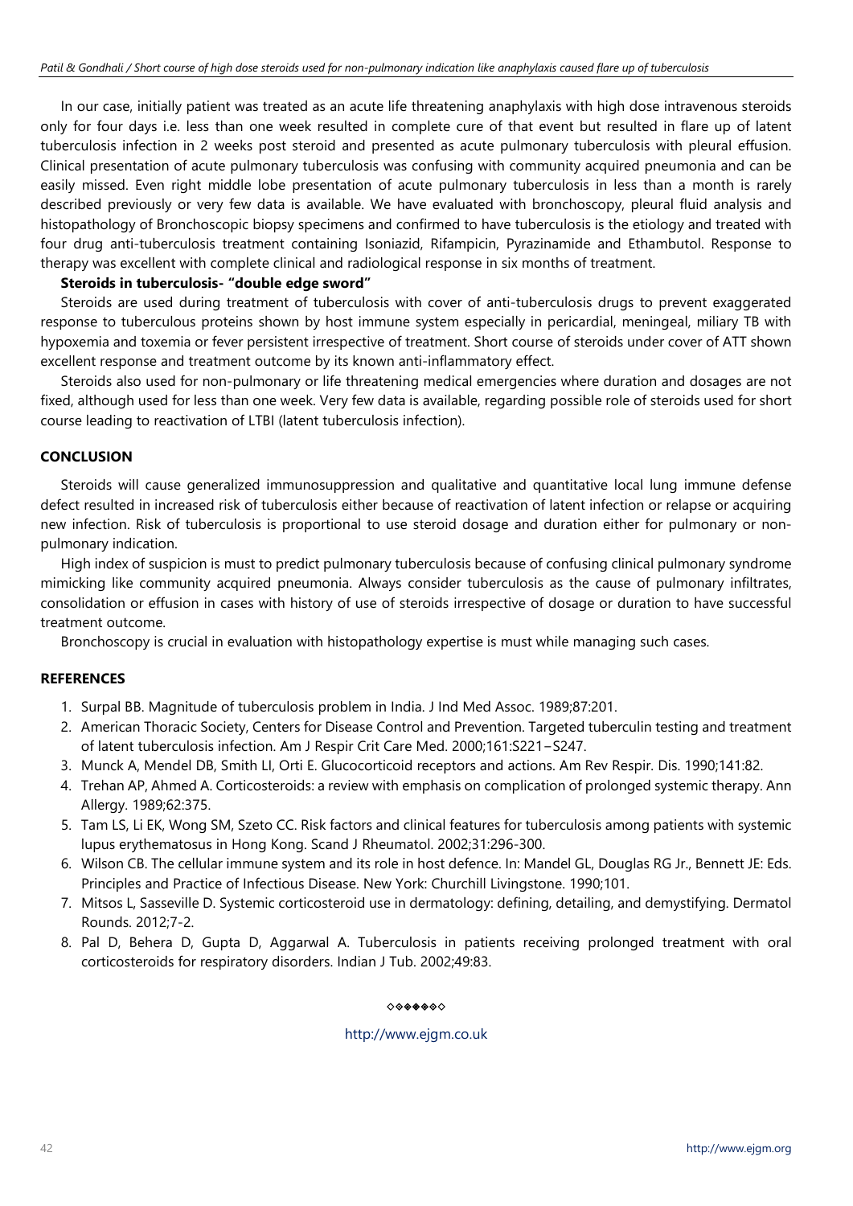In our case, initially patient was treated as an acute life threatening anaphylaxis with high dose intravenous steroids only for four days i.e. less than one week resulted in complete cure of that event but resulted in flare up of latent tuberculosis infection in 2 weeks post steroid and presented as acute pulmonary tuberculosis with pleural effusion. Clinical presentation of acute pulmonary tuberculosis was confusing with community acquired pneumonia and can be easily missed. Even right middle lobe presentation of acute pulmonary tuberculosis in less than a month is rarely described previously or very few data is available. We have evaluated with bronchoscopy, pleural fluid analysis and histopathology of Bronchoscopic biopsy specimens and confirmed to have tuberculosis is the etiology and treated with four drug anti-tuberculosis treatment containing Isoniazid, Rifampicin, Pyrazinamide and Ethambutol. Response to therapy was excellent with complete clinical and radiological response in six months of treatment.

**Steroids in tuberculosis- "double edge sword"**

Steroids are used during treatment of tuberculosis with cover of anti-tuberculosis drugs to prevent exaggerated response to tuberculous proteins shown by host immune system especially in pericardial, meningeal, miliary TB with hypoxemia and toxemia or fever persistent irrespective of treatment. Short course of steroids under cover of ATT shown excellent response and treatment outcome by its known anti-inflammatory effect.

Steroids also used for non-pulmonary or life threatening medical emergencies where duration and dosages are not fixed, although used for less than one week. Very few data is available, regarding possible role of steroids used for short course leading to reactivation of LTBI (latent tuberculosis infection).

## CONCLUSION

Steroids will cause generalized immunosuppression and qualitative and quantitative local lung immune defense defect resulted in increased risk of tuberculosis either because of reactivation of latent infection or relapse or acquiring new infection. Risk of tuberculosis is proportional to use steroid dosage and duration either for pulmonary or non-pulmonary indication.

High index of suspicion is must to predict pulmonary tuberculosis because of confusing clinical pulmonary syndrome mimicking like community acquired pneumonia. Always consider tuberculosis as the cause of pulmonary infiltrates, consolidation or effusion in cases with history of use of steroids irrespective of dosage or duration to have successful treatment outcome.

Bronchoscopy is crucial in evaluation with histopathology expertise is must while managing such cases.

## REFERENCES

1. Surpal BB. Magnitude of tuberculosis problem in India. J Ind Med Assoc. 1989;87:201.
2. American Thoracic Society, Centers for Disease Control and Prevention. Targeted tuberculin testing and treatment of latent tuberculosis infection. Am J Respir Crit Care Med. 2000;161:S221–S247.
3. Munck A, Mendel DB, Smith LI, Orti E. Glucocorticoid receptors and actions. Am Rev Respir. Dis. 1990;141:82.
4. Trehan AP, Ahmed A. Corticosteroids: a review with emphasis on complication of prolonged systemic therapy. Ann Allergy. 1989;62:375.
5. Tam LS, Li EK, Wong SM, Szeto CC. Risk factors and clinical features for tuberculosis among patients with systemic lupus erythematosus in Hong Kong. Scand J Rheumatol. 2002;31:296-300.
6. Wilson CB. The cellular immune system and its role in host defence. In: Mandel GL, Douglas RG Jr., Bennett JE: Eds. Principles and Practice of Infectious Disease. New York: Churchill Livingstone. 1990;101.
7. Mitsos L, Sasseville D. Systemic corticosteroid use in dermatology: defining, detailing, and demystifying. Dermatol Rounds. 2012;7-2.
8. Pal D, Behera D, Gupta D, Aggarwal A. Tuberculosis in patients receiving prolonged treatment with oral corticosteroids for respiratory disorders. Indian J Tub. 2002;49:83.

◊◊◆◆◆◊◊

http://www.ejgm.co.uk